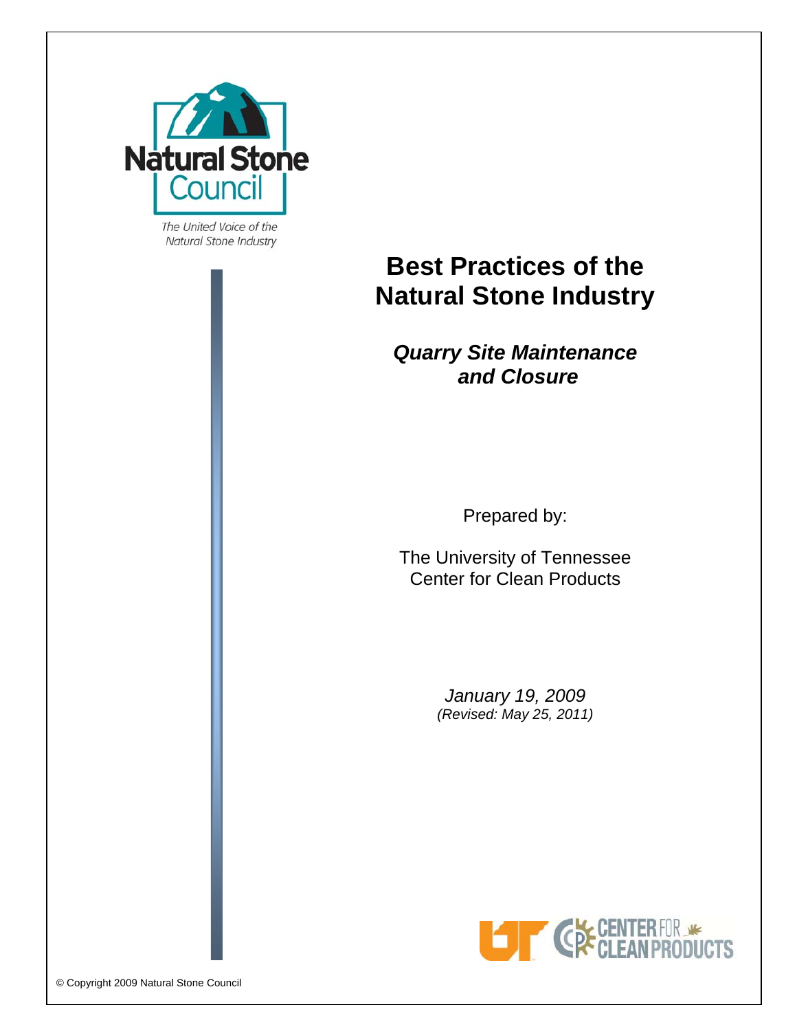Natural Stone Council

*The United Voice of the Natural Stone Industry*

# Best Practices of the Natural Stone Industry

## *Quarry Site Maintenance and Closure*

Prepared by:

The University of Tennessee
Center for Clean Products

*January 19, 2009*
*(Revised: May 25, 2011)*

© Copyright 2009 Natural Stone Council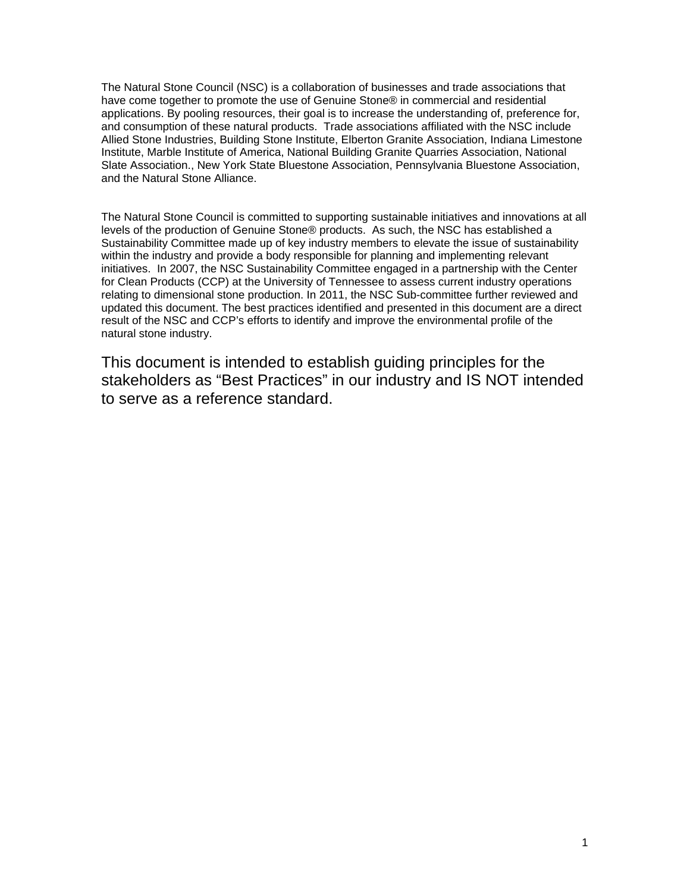The Natural Stone Council (NSC) is a collaboration of businesses and trade associations that have come together to promote the use of Genuine Stone® in commercial and residential applications. By pooling resources, their goal is to increase the understanding of, preference for, and consumption of these natural products. Trade associations affiliated with the NSC include Allied Stone Industries, Building Stone Institute, Elberton Granite Association, Indiana Limestone Institute, Marble Institute of America, National Building Granite Quarries Association, National Slate Association., New York State Bluestone Association, Pennsylvania Bluestone Association, and the Natural Stone Alliance.

The Natural Stone Council is committed to supporting sustainable initiatives and innovations at all levels of the production of Genuine Stone® products. As such, the NSC has established a Sustainability Committee made up of key industry members to elevate the issue of sustainability within the industry and provide a body responsible for planning and implementing relevant initiatives. In 2007, the NSC Sustainability Committee engaged in a partnership with the Center for Clean Products (CCP) at the University of Tennessee to assess current industry operations relating to dimensional stone production. In 2011, the NSC Sub-committee further reviewed and updated this document. The best practices identified and presented in this document are a direct result of the NSC and CCP's efforts to identify and improve the environmental profile of the natural stone industry.

This document is intended to establish guiding principles for the stakeholders as "Best Practices" in our industry and IS NOT intended to serve as a reference standard.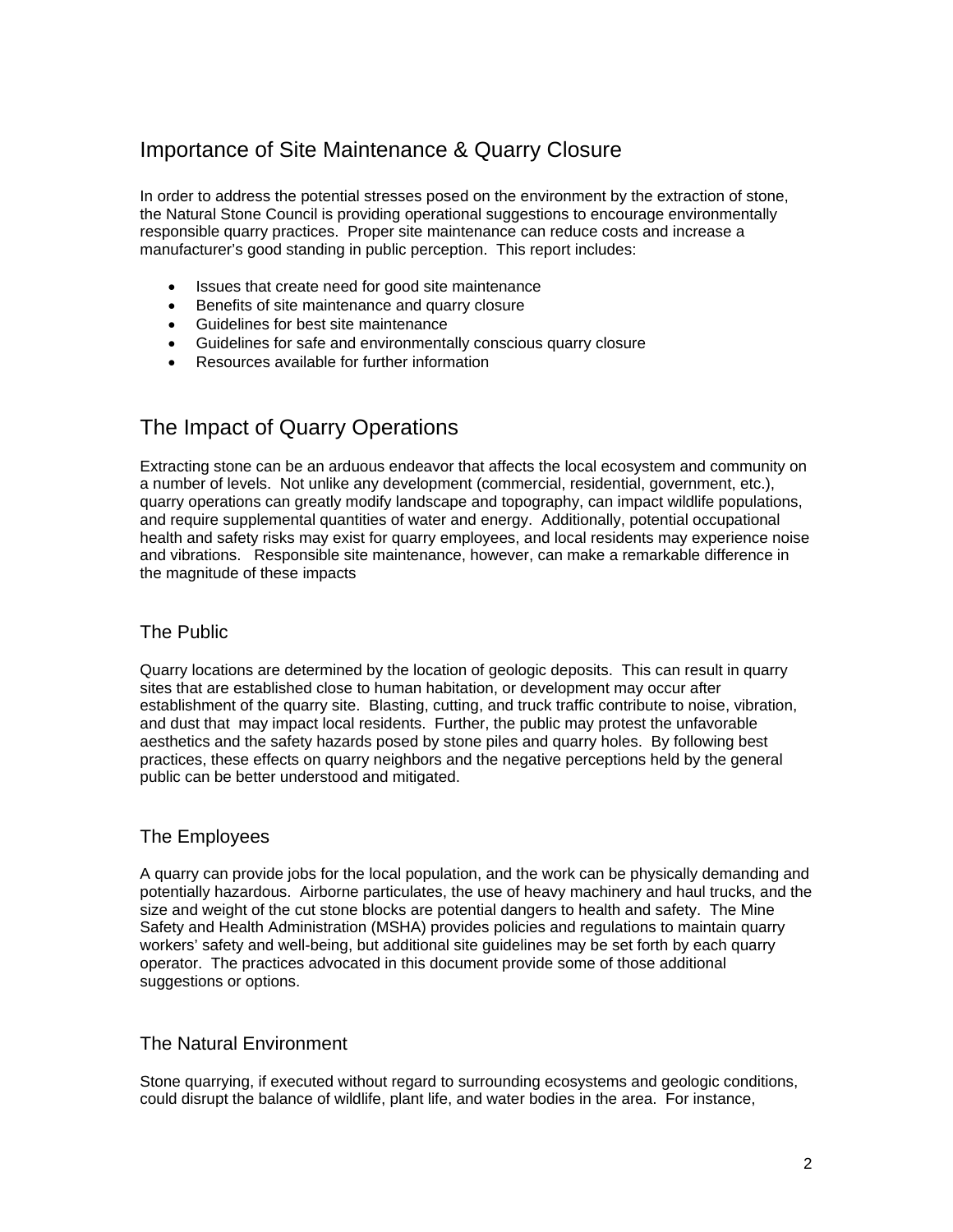## Importance of Site Maintenance & Quarry Closure

In order to address the potential stresses posed on the environment by the extraction of stone, the Natural Stone Council is providing operational suggestions to encourage environmentally responsible quarry practices. Proper site maintenance can reduce costs and increase a manufacturer's good standing in public perception. This report includes:

- Issues that create need for good site maintenance
- Benefits of site maintenance and quarry closure
- Guidelines for best site maintenance
- Guidelines for safe and environmentally conscious quarry closure
- Resources available for further information

## The Impact of Quarry Operations

Extracting stone can be an arduous endeavor that affects the local ecosystem and community on a number of levels. Not unlike any development (commercial, residential, government, etc.), quarry operations can greatly modify landscape and topography, can impact wildlife populations, and require supplemental quantities of water and energy. Additionally, potential occupational health and safety risks may exist for quarry employees, and local residents may experience noise and vibrations. Responsible site maintenance, however, can make a remarkable difference in the magnitude of these impacts

### The Public

Quarry locations are determined by the location of geologic deposits. This can result in quarry sites that are established close to human habitation, or development may occur after establishment of the quarry site. Blasting, cutting, and truck traffic contribute to noise, vibration, and dust that may impact local residents. Further, the public may protest the unfavorable aesthetics and the safety hazards posed by stone piles and quarry holes. By following best practices, these effects on quarry neighbors and the negative perceptions held by the general public can be better understood and mitigated.

### The Employees

A quarry can provide jobs for the local population, and the work can be physically demanding and potentially hazardous. Airborne particulates, the use of heavy machinery and haul trucks, and the size and weight of the cut stone blocks are potential dangers to health and safety. The Mine Safety and Health Administration (MSHA) provides policies and regulations to maintain quarry workers' safety and well-being, but additional site guidelines may be set forth by each quarry operator. The practices advocated in this document provide some of those additional suggestions or options.

### The Natural Environment

Stone quarrying, if executed without regard to surrounding ecosystems and geologic conditions, could disrupt the balance of wildlife, plant life, and water bodies in the area. For instance,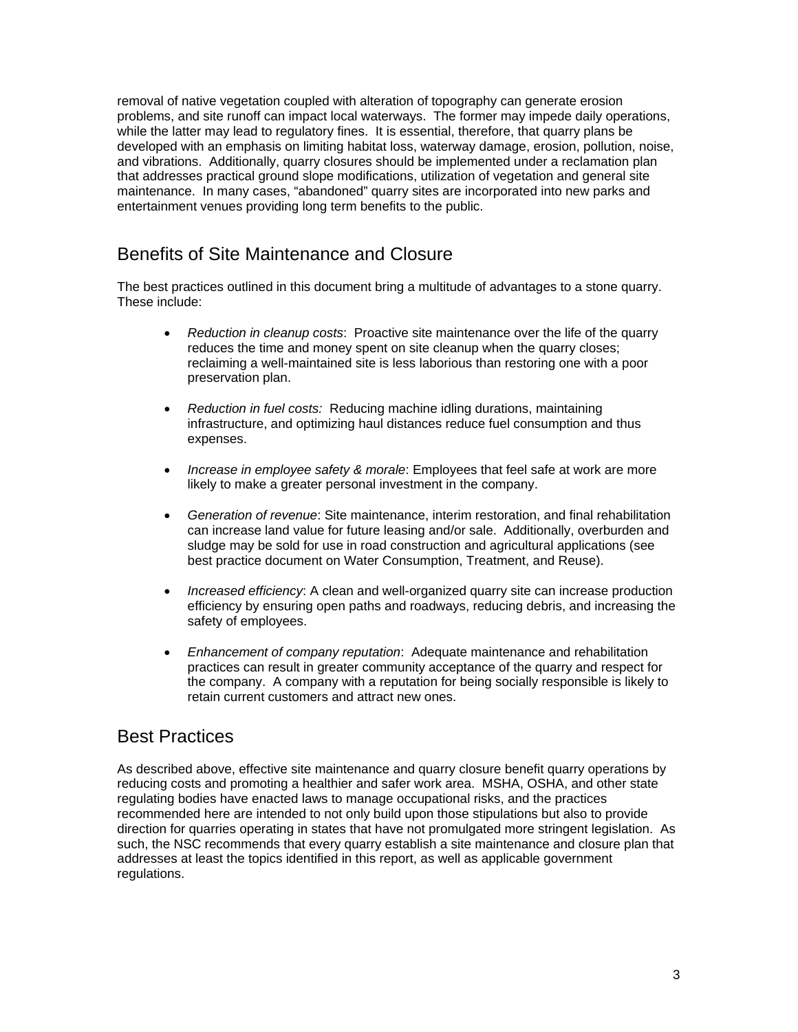removal of native vegetation coupled with alteration of topography can generate erosion problems, and site runoff can impact local waterways. The former may impede daily operations, while the latter may lead to regulatory fines. It is essential, therefore, that quarry plans be developed with an emphasis on limiting habitat loss, waterway damage, erosion, pollution, noise, and vibrations. Additionally, quarry closures should be implemented under a reclamation plan that addresses practical ground slope modifications, utilization of vegetation and general site maintenance. In many cases, "abandoned" quarry sites are incorporated into new parks and entertainment venues providing long term benefits to the public.

## Benefits of Site Maintenance and Closure

The best practices outlined in this document bring a multitude of advantages to a stone quarry. These include:

- *Reduction in cleanup costs*: Proactive site maintenance over the life of the quarry reduces the time and money spent on site cleanup when the quarry closes; reclaiming a well-maintained site is less laborious than restoring one with a poor preservation plan.
- *Reduction in fuel costs:* Reducing machine idling durations, maintaining infrastructure, and optimizing haul distances reduce fuel consumption and thus expenses.
- *Increase in employee safety & morale*: Employees that feel safe at work are more likely to make a greater personal investment in the company.
- *Generation of revenue*: Site maintenance, interim restoration, and final rehabilitation can increase land value for future leasing and/or sale. Additionally, overburden and sludge may be sold for use in road construction and agricultural applications (see best practice document on Water Consumption, Treatment, and Reuse).
- *Increased efficiency*: A clean and well-organized quarry site can increase production efficiency by ensuring open paths and roadways, reducing debris, and increasing the safety of employees.
- *Enhancement of company reputation*: Adequate maintenance and rehabilitation practices can result in greater community acceptance of the quarry and respect for the company. A company with a reputation for being socially responsible is likely to retain current customers and attract new ones.

## Best Practices

As described above, effective site maintenance and quarry closure benefit quarry operations by reducing costs and promoting a healthier and safer work area. MSHA, OSHA, and other state regulating bodies have enacted laws to manage occupational risks, and the practices recommended here are intended to not only build upon those stipulations but also to provide direction for quarries operating in states that have not promulgated more stringent legislation. As such, the NSC recommends that every quarry establish a site maintenance and closure plan that addresses at least the topics identified in this report, as well as applicable government regulations.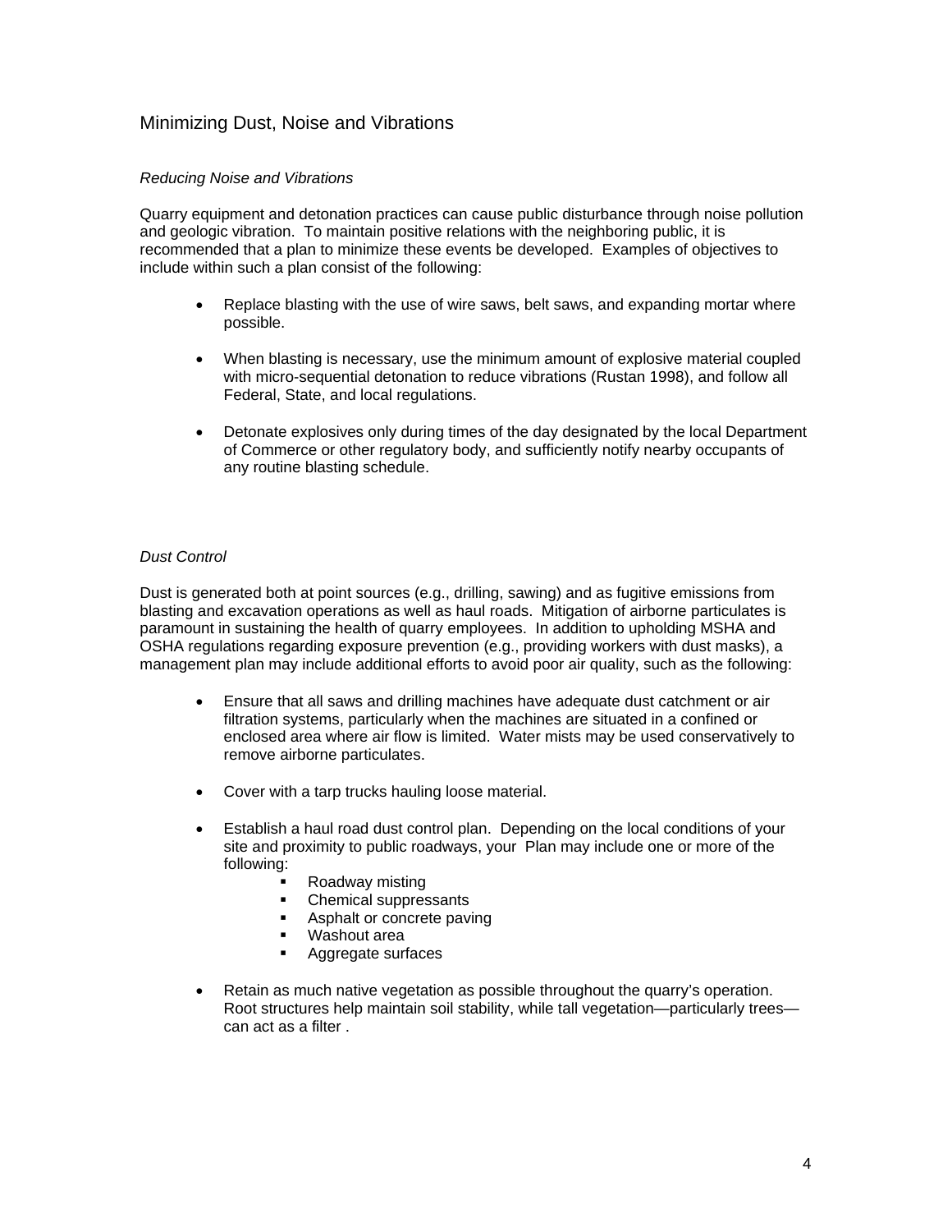## Minimizing Dust, Noise and Vibrations

### *Reducing Noise and Vibrations*

Quarry equipment and detonation practices can cause public disturbance through noise pollution and geologic vibration. To maintain positive relations with the neighboring public, it is recommended that a plan to minimize these events be developed. Examples of objectives to include within such a plan consist of the following:

- Replace blasting with the use of wire saws, belt saws, and expanding mortar where possible.
- When blasting is necessary, use the minimum amount of explosive material coupled with micro-sequential detonation to reduce vibrations (Rustan 1998), and follow all Federal, State, and local regulations.
- Detonate explosives only during times of the day designated by the local Department of Commerce or other regulatory body, and sufficiently notify nearby occupants of any routine blasting schedule.

### *Dust Control*

Dust is generated both at point sources (e.g., drilling, sawing) and as fugitive emissions from blasting and excavation operations as well as haul roads. Mitigation of airborne particulates is paramount in sustaining the health of quarry employees. In addition to upholding MSHA and OSHA regulations regarding exposure prevention (e.g., providing workers with dust masks), a management plan may include additional efforts to avoid poor air quality, such as the following:

- Ensure that all saws and drilling machines have adequate dust catchment or air filtration systems, particularly when the machines are situated in a confined or enclosed area where air flow is limited. Water mists may be used conservatively to remove airborne particulates.
- Cover with a tarp trucks hauling loose material.
- Establish a haul road dust control plan. Depending on the local conditions of your site and proximity to public roadways, your Plan may include one or more of the following:
    - Roadway misting
    - Chemical suppressants
    - Asphalt or concrete paving
    - Washout area
    - Aggregate surfaces
- Retain as much native vegetation as possible throughout the quarry's operation. Root structures help maintain soil stability, while tall vegetation—particularly trees—can act as a filter .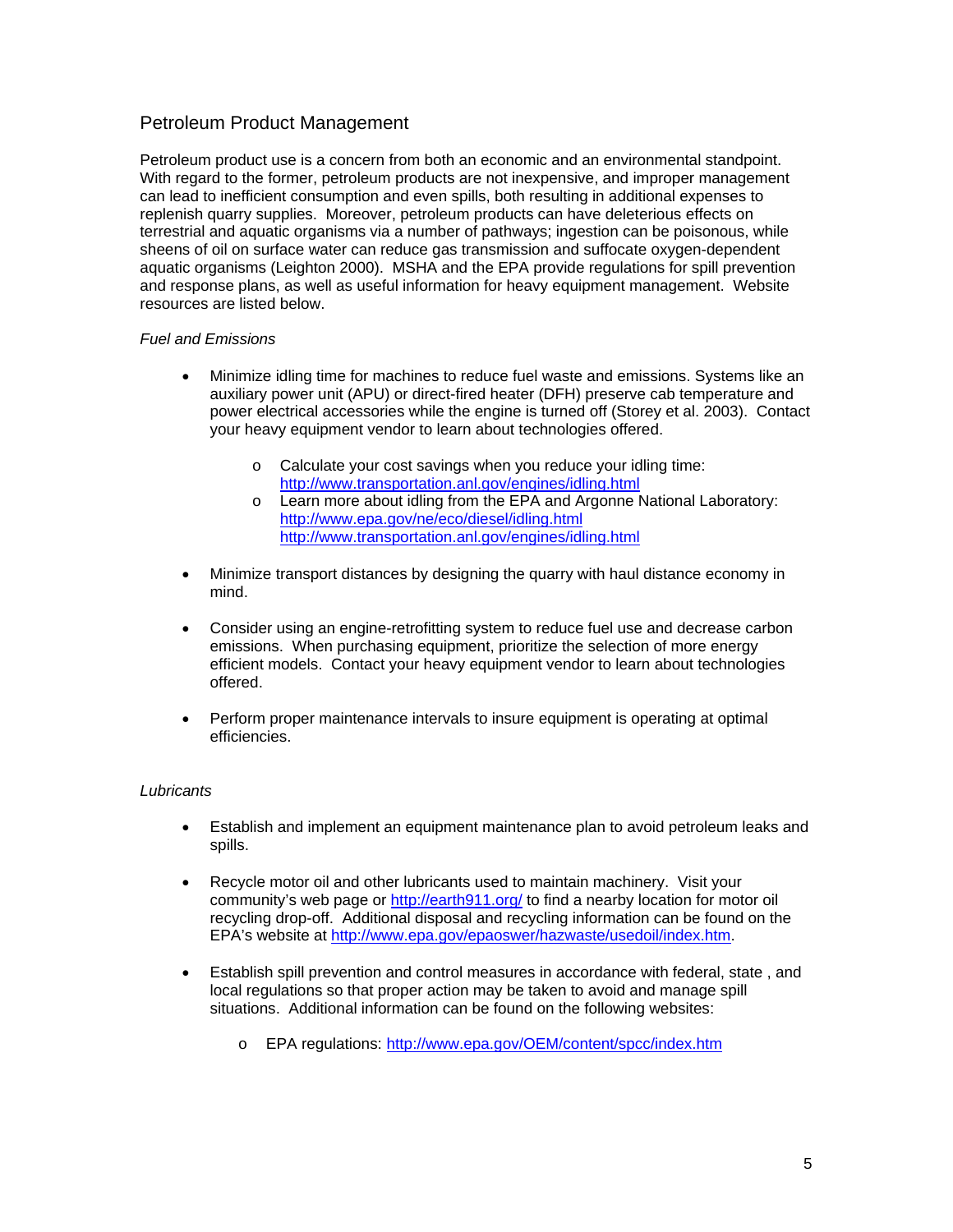## Petroleum Product Management

Petroleum product use is a concern from both an economic and an environmental standpoint. With regard to the former, petroleum products are not inexpensive, and improper management can lead to inefficient consumption and even spills, both resulting in additional expenses to replenish quarry supplies. Moreover, petroleum products can have deleterious effects on terrestrial and aquatic organisms via a number of pathways; ingestion can be poisonous, while sheens of oil on surface water can reduce gas transmission and suffocate oxygen-dependent aquatic organisms (Leighton 2000). MSHA and the EPA provide regulations for spill prevention and response plans, as well as useful information for heavy equipment management. Website resources are listed below.

*Fuel and Emissions*

- Minimize idling time for machines to reduce fuel waste and emissions. Systems like an auxiliary power unit (APU) or direct-fired heater (DFH) preserve cab temperature and power electrical accessories while the engine is turned off (Storey et al. 2003). Contact your heavy equipment vendor to learn about technologies offered.
  - Calculate your cost savings when you reduce your idling time: http://www.transportation.anl.gov/engines/idling.html
  - Learn more about idling from the EPA and Argonne National Laboratory: http://www.epa.gov/ne/eco/diesel/idling.html http://www.transportation.anl.gov/engines/idling.html

- Minimize transport distances by designing the quarry with haul distance economy in mind.

- Consider using an engine-retrofitting system to reduce fuel use and decrease carbon emissions. When purchasing equipment, prioritize the selection of more energy efficient models. Contact your heavy equipment vendor to learn about technologies offered.

- Perform proper maintenance intervals to insure equipment is operating at optimal efficiencies.

*Lubricants*

- Establish and implement an equipment maintenance plan to avoid petroleum leaks and spills.

- Recycle motor oil and other lubricants used to maintain machinery. Visit your community's web page or http://earth911.org/ to find a nearby location for motor oil recycling drop-off. Additional disposal and recycling information can be found on the EPA's website at http://www.epa.gov/epaoswer/hazwaste/usedoil/index.htm.

- Establish spill prevention and control measures in accordance with federal, state , and local regulations so that proper action may be taken to avoid and manage spill situations. Additional information can be found on the following websites:
  - EPA regulations: http://www.epa.gov/OEM/content/spcc/index.htm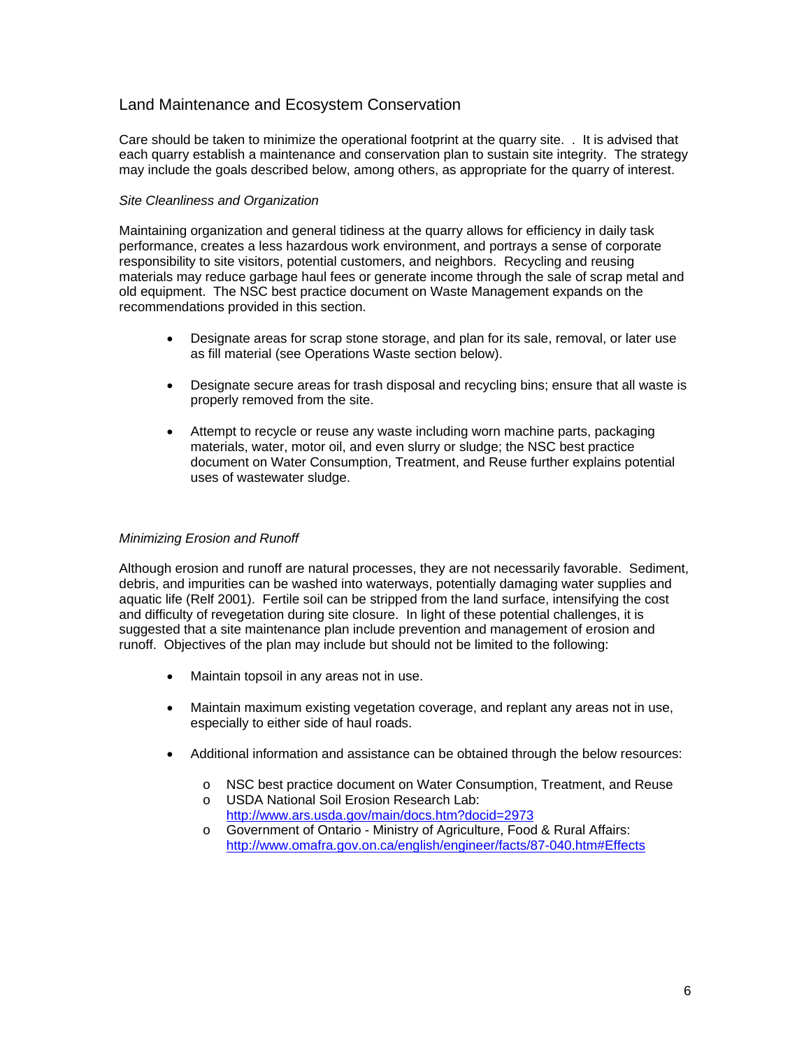## Land Maintenance and Ecosystem Conservation

Care should be taken to minimize the operational footprint at the quarry site. . It is advised that each quarry establish a maintenance and conservation plan to sustain site integrity. The strategy may include the goals described below, among others, as appropriate for the quarry of interest.

### *Site Cleanliness and Organization*

Maintaining organization and general tidiness at the quarry allows for efficiency in daily task performance, creates a less hazardous work environment, and portrays a sense of corporate responsibility to site visitors, potential customers, and neighbors. Recycling and reusing materials may reduce garbage haul fees or generate income through the sale of scrap metal and old equipment. The NSC best practice document on Waste Management expands on the recommendations provided in this section.

- Designate areas for scrap stone storage, and plan for its sale, removal, or later use as fill material (see Operations Waste section below).
- Designate secure areas for trash disposal and recycling bins; ensure that all waste is properly removed from the site.
- Attempt to recycle or reuse any waste including worn machine parts, packaging materials, water, motor oil, and even slurry or sludge; the NSC best practice document on Water Consumption, Treatment, and Reuse further explains potential uses of wastewater sludge.

### *Minimizing Erosion and Runoff*

Although erosion and runoff are natural processes, they are not necessarily favorable. Sediment, debris, and impurities can be washed into waterways, potentially damaging water supplies and aquatic life (Relf 2001). Fertile soil can be stripped from the land surface, intensifying the cost and difficulty of revegetation during site closure. In light of these potential challenges, it is suggested that a site maintenance plan include prevention and management of erosion and runoff. Objectives of the plan may include but should not be limited to the following:

- Maintain topsoil in any areas not in use.
- Maintain maximum existing vegetation coverage, and replant any areas not in use, especially to either side of haul roads.
- Additional information and assistance can be obtained through the below resources:
    - NSC best practice document on Water Consumption, Treatment, and Reuse
    - USDA National Soil Erosion Research Lab: http://www.ars.usda.gov/main/docs.htm?docid=2973
    - Government of Ontario - Ministry of Agriculture, Food & Rural Affairs: http://www.omafra.gov.on.ca/english/engineer/facts/87-040.htm#Effects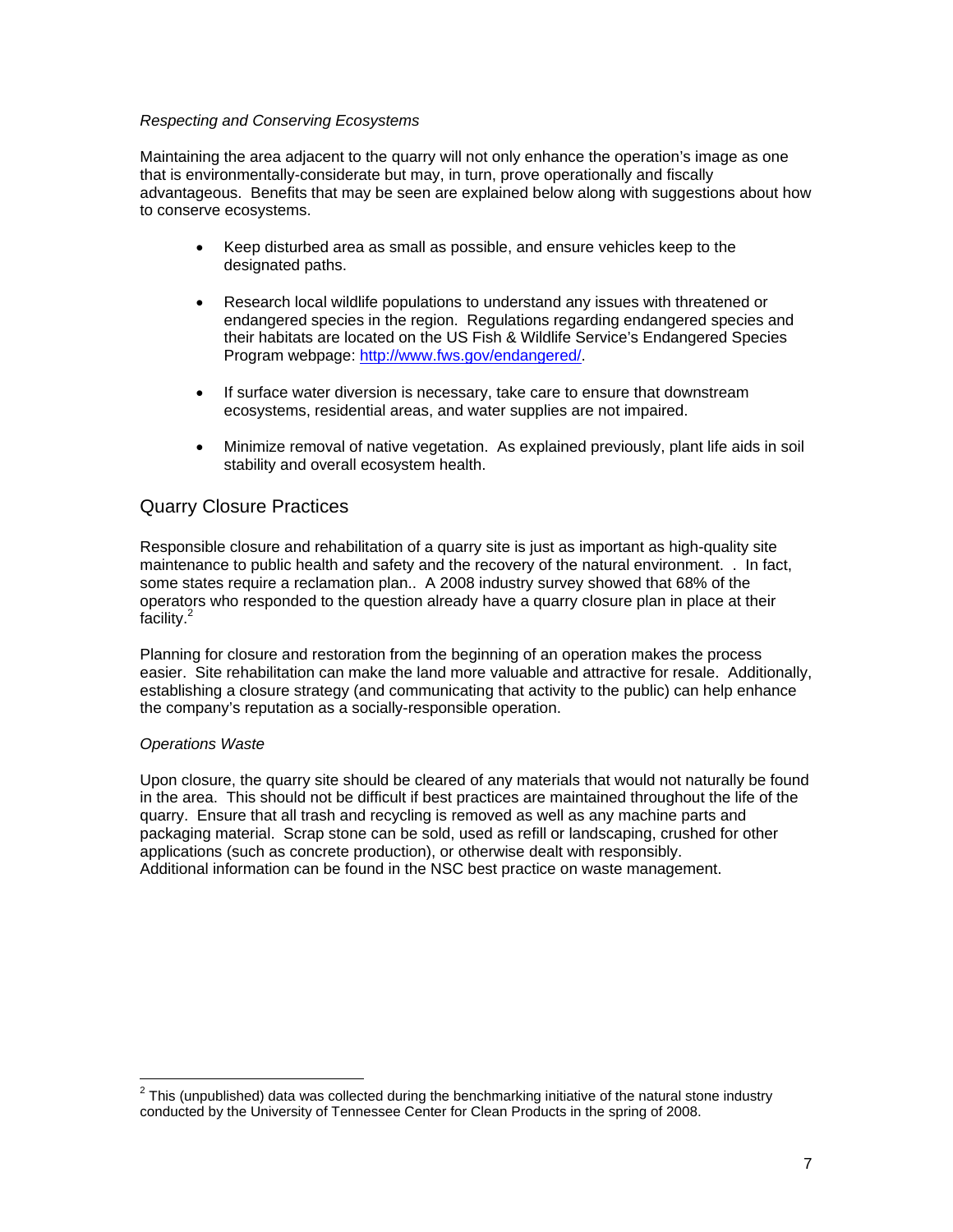*Respecting and Conserving Ecosystems*

Maintaining the area adjacent to the quarry will not only enhance the operation's image as one that is environmentally-considerate but may, in turn, prove operationally and fiscally advantageous. Benefits that may be seen are explained below along with suggestions about how to conserve ecosystems.

- Keep disturbed area as small as possible, and ensure vehicles keep to the designated paths.
- Research local wildlife populations to understand any issues with threatened or endangered species in the region. Regulations regarding endangered species and their habitats are located on the US Fish & Wildlife Service's Endangered Species Program webpage: http://www.fws.gov/endangered/.
- If surface water diversion is necessary, take care to ensure that downstream ecosystems, residential areas, and water supplies are not impaired.
- Minimize removal of native vegetation. As explained previously, plant life aids in soil stability and overall ecosystem health.

## Quarry Closure Practices

Responsible closure and rehabilitation of a quarry site is just as important as high-quality site maintenance to public health and safety and the recovery of the natural environment. . In fact, some states require a reclamation plan.. A 2008 industry survey showed that 68% of the operators who responded to the question already have a quarry closure plan in place at their facility.[2]

Planning for closure and restoration from the beginning of an operation makes the process easier. Site rehabilitation can make the land more valuable and attractive for resale. Additionally, establishing a closure strategy (and communicating that activity to the public) can help enhance the company's reputation as a socially-responsible operation.

*Operations Waste*

Upon closure, the quarry site should be cleared of any materials that would not naturally be found in the area. This should not be difficult if best practices are maintained throughout the life of the quarry. Ensure that all trash and recycling is removed as well as any machine parts and packaging material. Scrap stone can be sold, used as refill or landscaping, crushed for other applications (such as concrete production), or otherwise dealt with responsibly.
Additional information can be found in the NSC best practice on waste management.

---

[2] This (unpublished) data was collected during the benchmarking initiative of the natural stone industry conducted by the University of Tennessee Center for Clean Products in the spring of 2008.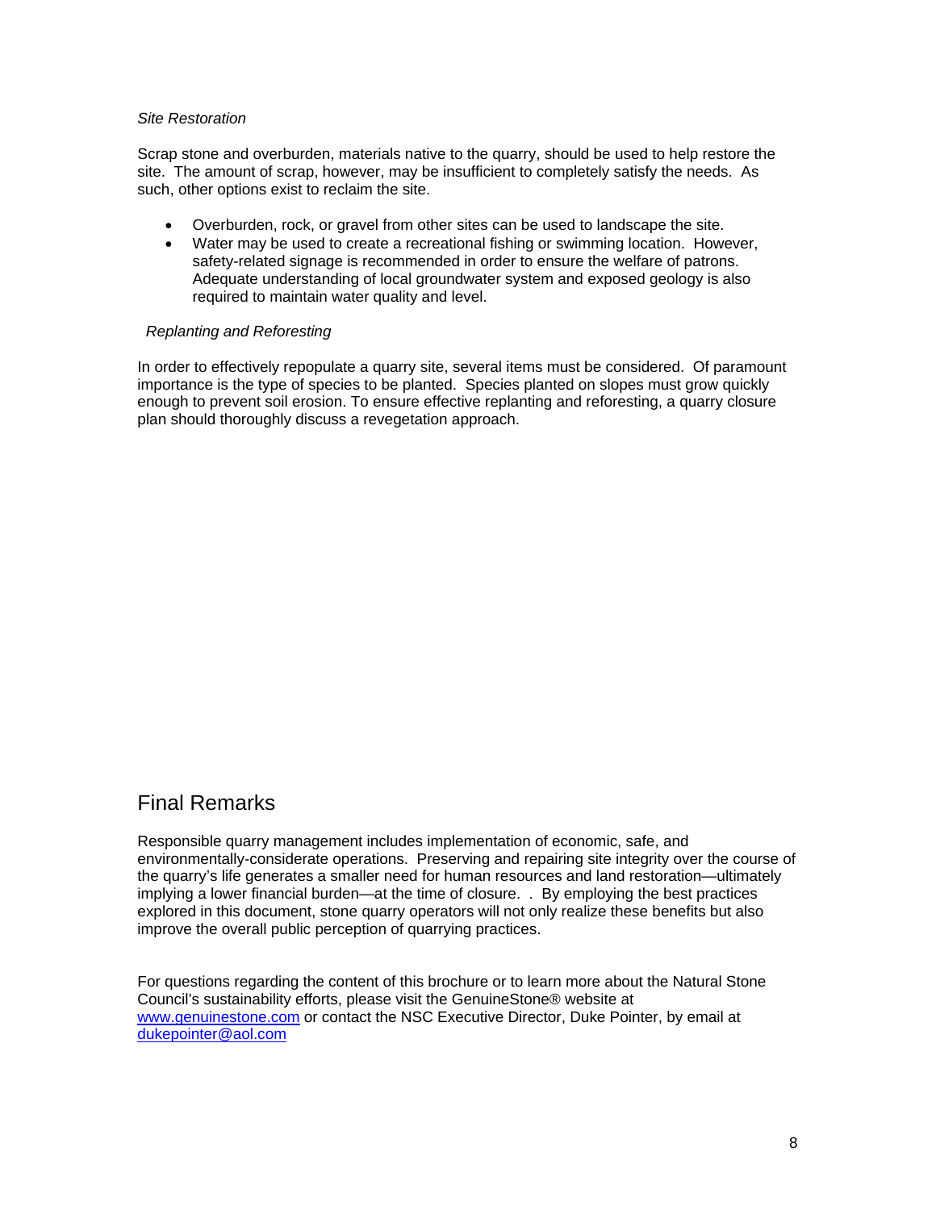*Site Restoration*

Scrap stone and overburden, materials native to the quarry, should be used to help restore the site. The amount of scrap, however, may be insufficient to completely satisfy the needs. As such, other options exist to reclaim the site.

- Overburden, rock, or gravel from other sites can be used to landscape the site.
- Water may be used to create a recreational fishing or swimming location. However, safety-related signage is recommended in order to ensure the welfare of patrons. Adequate understanding of local groundwater system and exposed geology is also required to maintain water quality and level.

*Replanting and Reforesting*

In order to effectively repopulate a quarry site, several items must be considered. Of paramount importance is the type of species to be planted. Species planted on slopes must grow quickly enough to prevent soil erosion. To ensure effective replanting and reforesting, a quarry closure plan should thoroughly discuss a revegetation approach.

## Final Remarks

Responsible quarry management includes implementation of economic, safe, and environmentally-considerate operations. Preserving and repairing site integrity over the course of the quarry's life generates a smaller need for human resources and land restoration—ultimately implying a lower financial burden—at the time of closure. . By employing the best practices explored in this document, stone quarry operators will not only realize these benefits but also improve the overall public perception of quarrying practices.

For questions regarding the content of this brochure or to learn more about the Natural Stone Council's sustainability efforts, please visit the GenuineStone® website at [www.genuinestone.com](http://www.genuinestone.com) or contact the NSC Executive Director, Duke Pointer, by email at [dukepointer@aol.com](mailto:dukepointer@aol.com)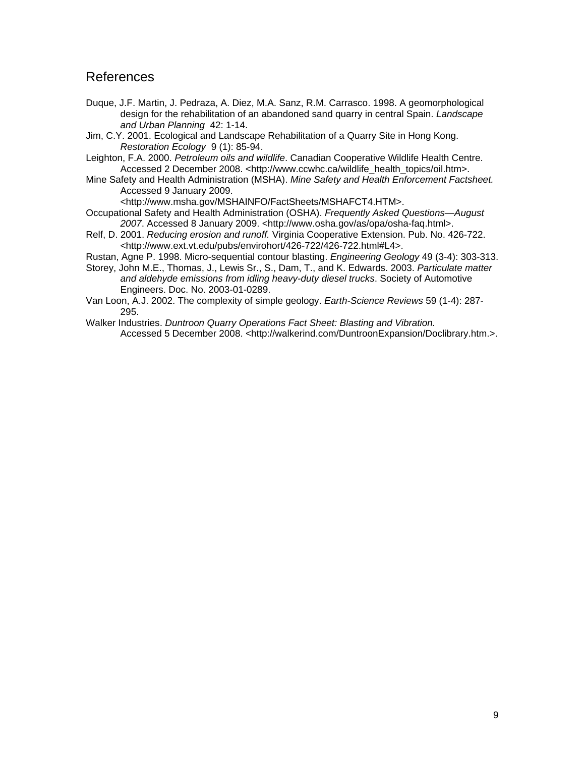## References

Duque, J.F. Martin, J. Pedraza, A. Diez, M.A. Sanz, R.M. Carrasco. 1998. A geomorphological design for the rehabilitation of an abandoned sand quarry in central Spain. *Landscape and Urban Planning* 42: 1-14.

Jim, C.Y. 2001. Ecological and Landscape Rehabilitation of a Quarry Site in Hong Kong. *Restoration Ecology* 9 (1): 85-94.

Leighton, F.A. 2000. *Petroleum oils and wildlife*. Canadian Cooperative Wildlife Health Centre. Accessed 2 December 2008. <http://www.ccwhc.ca/wildlife_health_topics/oil.htm>.

Mine Safety and Health Administration (MSHA). *Mine Safety and Health Enforcement Factsheet.* Accessed 9 January 2009. <http://www.msha.gov/MSHAINFO/FactSheets/MSHAFCT4.HTM>.

Occupational Safety and Health Administration (OSHA). *Frequently Asked Questions—August 2007*. Accessed 8 January 2009. <http://www.osha.gov/as/opa/osha-faq.html>.

Relf, D. 2001. *Reducing erosion and runoff.* Virginia Cooperative Extension. Pub. No. 426-722. <http://www.ext.vt.edu/pubs/envirohort/426-722/426-722.html#L4>.

Rustan, Agne P. 1998. Micro-sequential contour blasting. *Engineering Geology* 49 (3-4): 303-313.

Storey, John M.E., Thomas, J., Lewis Sr., S., Dam, T., and K. Edwards. 2003. *Particulate matter and aldehyde emissions from idling heavy-duty diesel trucks*. Society of Automotive Engineers. Doc. No. 2003-01-0289.

Van Loon, A.J. 2002. The complexity of simple geology. *Earth-Science Reviews* 59 (1-4): 287-295.

Walker Industries. *Duntroon Quarry Operations Fact Sheet: Blasting and Vibration.* Accessed 5 December 2008. <http://walkerind.com/DuntroonExpansion/Doclibrary.htm.>.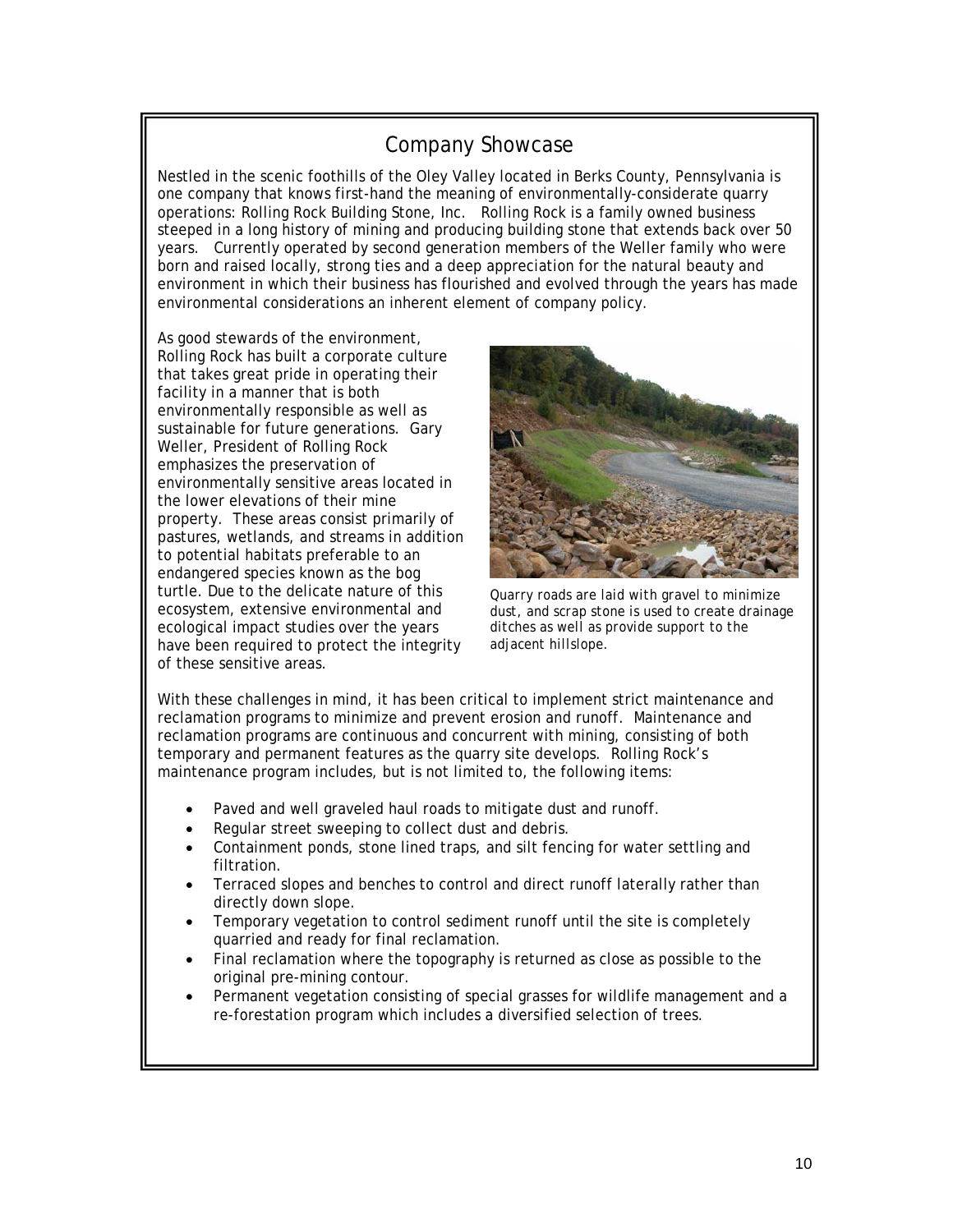## Company Showcase

Nestled in the scenic foothills of the Oley Valley located in Berks County, Pennsylvania is one company that knows first-hand the meaning of environmentally-considerate quarry operations: Rolling Rock Building Stone, Inc. Rolling Rock is a family owned business steeped in a long history of mining and producing building stone that extends back over 50 years. Currently operated by second generation members of the Weller family who were born and raised locally, strong ties and a deep appreciation for the natural beauty and environment in which their business has flourished and evolved through the years has made environmental considerations an inherent element of company policy.

As good stewards of the environment, Rolling Rock has built a corporate culture that takes great pride in operating their facility in a manner that is both environmentally responsible as well as sustainable for future generations. Gary Weller, President of Rolling Rock emphasizes the preservation of environmentally sensitive areas located in the lower elevations of their mine property. These areas consist primarily of pastures, wetlands, and streams in addition to potential habitats preferable to an endangered species known as the bog turtle. Due to the delicate nature of this ecosystem, extensive environmental and ecological impact studies over the years have been required to protect the integrity of these sensitive areas.

*Quarry roads are laid with gravel to minimize dust, and scrap stone is used to create drainage ditches as well as provide support to the adjacent hillslope.*

With these challenges in mind, it has been critical to implement strict maintenance and reclamation programs to minimize and prevent erosion and runoff. Maintenance and reclamation programs are continuous and concurrent with mining, consisting of both temporary and permanent features as the quarry site develops. Rolling Rock's maintenance program includes, but is not limited to, the following items:

- Paved and well graveled haul roads to mitigate dust and runoff.
- Regular street sweeping to collect dust and debris.
- Containment ponds, stone lined traps, and silt fencing for water settling and filtration.
- Terraced slopes and benches to control and direct runoff laterally rather than directly down slope.
- Temporary vegetation to control sediment runoff until the site is completely quarried and ready for final reclamation.
- Final reclamation where the topography is returned as close as possible to the original pre-mining contour.
- Permanent vegetation consisting of special grasses for wildlife management and a re-forestation program which includes a diversified selection of trees.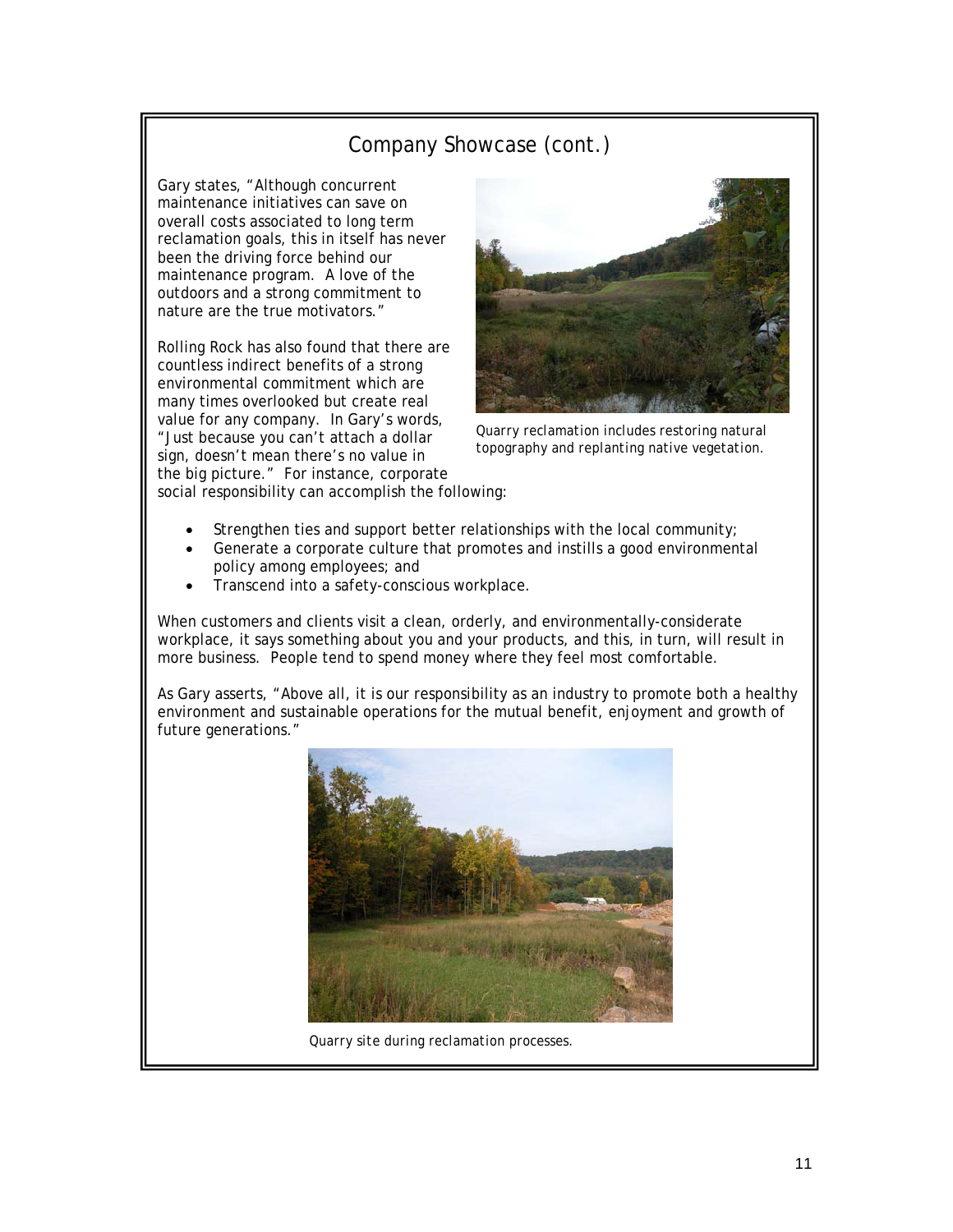## Company Showcase (cont.)

Gary states, "Although concurrent maintenance initiatives can save on overall costs associated to long term reclamation goals, this in itself has never been the driving force behind our maintenance program. A love of the outdoors and a strong commitment to nature are the true motivators."

Rolling Rock has also found that there are countless indirect benefits of a strong environmental commitment which are many times overlooked but create real value for any company. In Gary's words, "Just because you can't attach a dollar sign, doesn't mean there's no value in the big picture." For instance, corporate social responsibility can accomplish the following:

Quarry reclamation includes restoring natural topography and replanting native vegetation.

- Strengthen ties and support better relationships with the local community;
- Generate a corporate culture that promotes and instills a good environmental policy among employees; and
- Transcend into a safety-conscious workplace.

When customers and clients visit a clean, orderly, and environmentally-considerate workplace, it says something about you and your products, and this, in turn, will result in more business. People tend to spend money where they feel most comfortable.

As Gary asserts, "Above all, it is our responsibility as an industry to promote both a healthy environment and sustainable operations for the mutual benefit, enjoyment and growth of future generations."

Quarry site during reclamation processes.